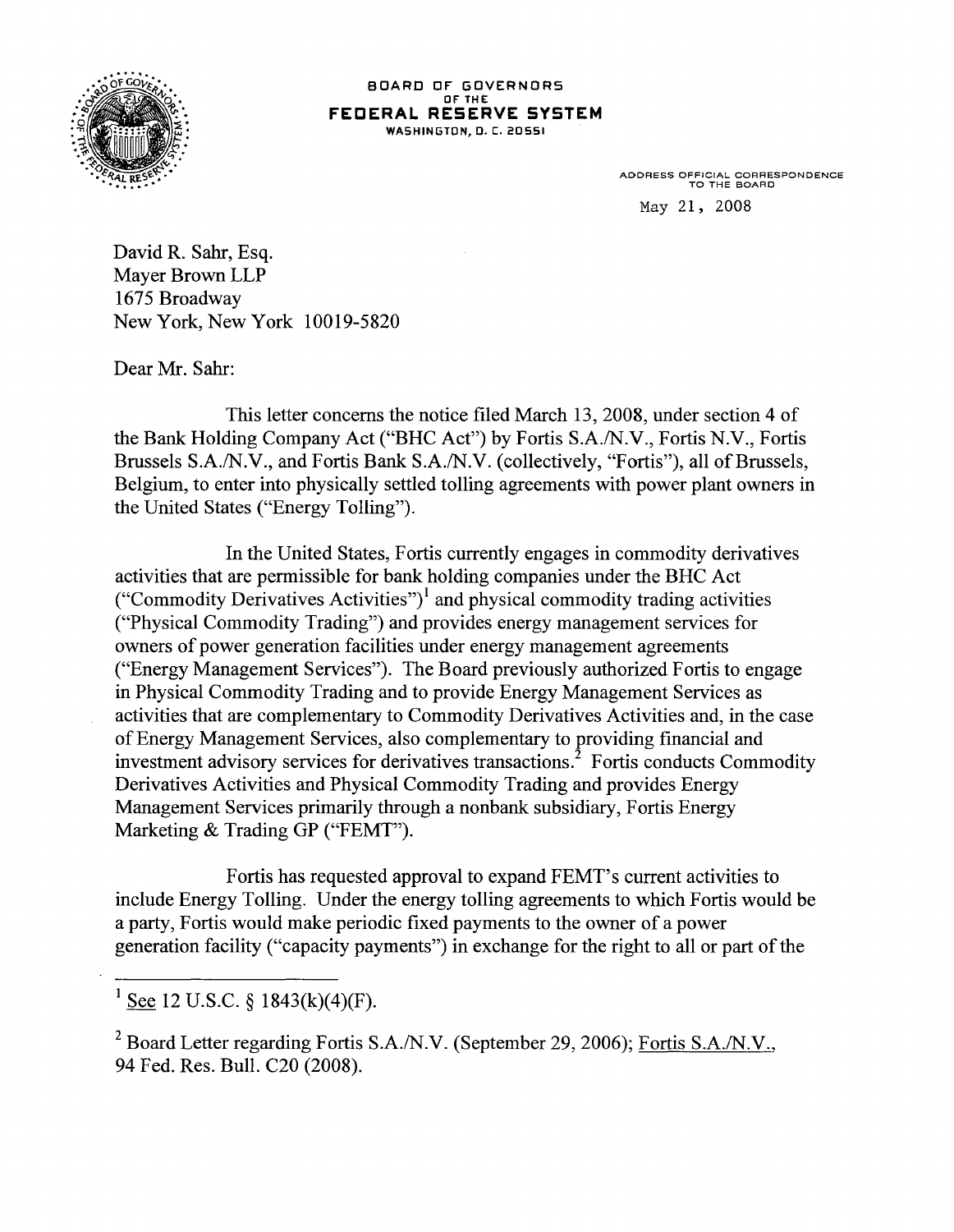BOARD OF GOVERNORS
OF THE
**FEDERAL RESERVE SYSTEM**
WASHINGTON, D. C. 20551

ADDRESS OFFICIAL CORRESPONDENCE
TO THE BOARD

May 21, 2008

David R. Sahr, Esq.
Mayer Brown LLP
1675 Broadway
New York, New York 10019-5820

Dear Mr. Sahr:

This letter concerns the notice filed March 13, 2008, under section 4 of the Bank Holding Company Act ("BHC Act") by Fortis S.A./N.V., Fortis N.V., Fortis Brussels S.A./N.V., and Fortis Bank S.A./N.V. (collectively, "Fortis"), all of Brussels, Belgium, to enter into physically settled tolling agreements with power plant owners in the United States ("Energy Tolling").

In the United States, Fortis currently engages in commodity derivatives activities that are permissible for bank holding companies under the BHC Act ("Commodity Derivatives Activities")[1] and physical commodity trading activities ("Physical Commodity Trading") and provides energy management services for owners of power generation facilities under energy management agreements ("Energy Management Services"). The Board previously authorized Fortis to engage in Physical Commodity Trading and to provide Energy Management Services as activities that are complementary to Commodity Derivatives Activities and, in the case of Energy Management Services, also complementary to providing financial and investment advisory services for derivatives transactions.[2] Fortis conducts Commodity Derivatives Activities and Physical Commodity Trading and provides Energy Management Services primarily through a nonbank subsidiary, Fortis Energy Marketing & Trading GP ("FEMT").

Fortis has requested approval to expand FEMT's current activities to include Energy Tolling. Under the energy tolling agreements to which Fortis would be a party, Fortis would make periodic fixed payments to the owner of a power generation facility ("capacity payments") in exchange for the right to all or part of the

---

[1] See 12 U.S.C. § 1843(k)(4)(F).

[2] Board Letter regarding Fortis S.A./N.V. (September 29, 2006); Fortis S.A./N.V., 94 Fed. Res. Bull. C20 (2008).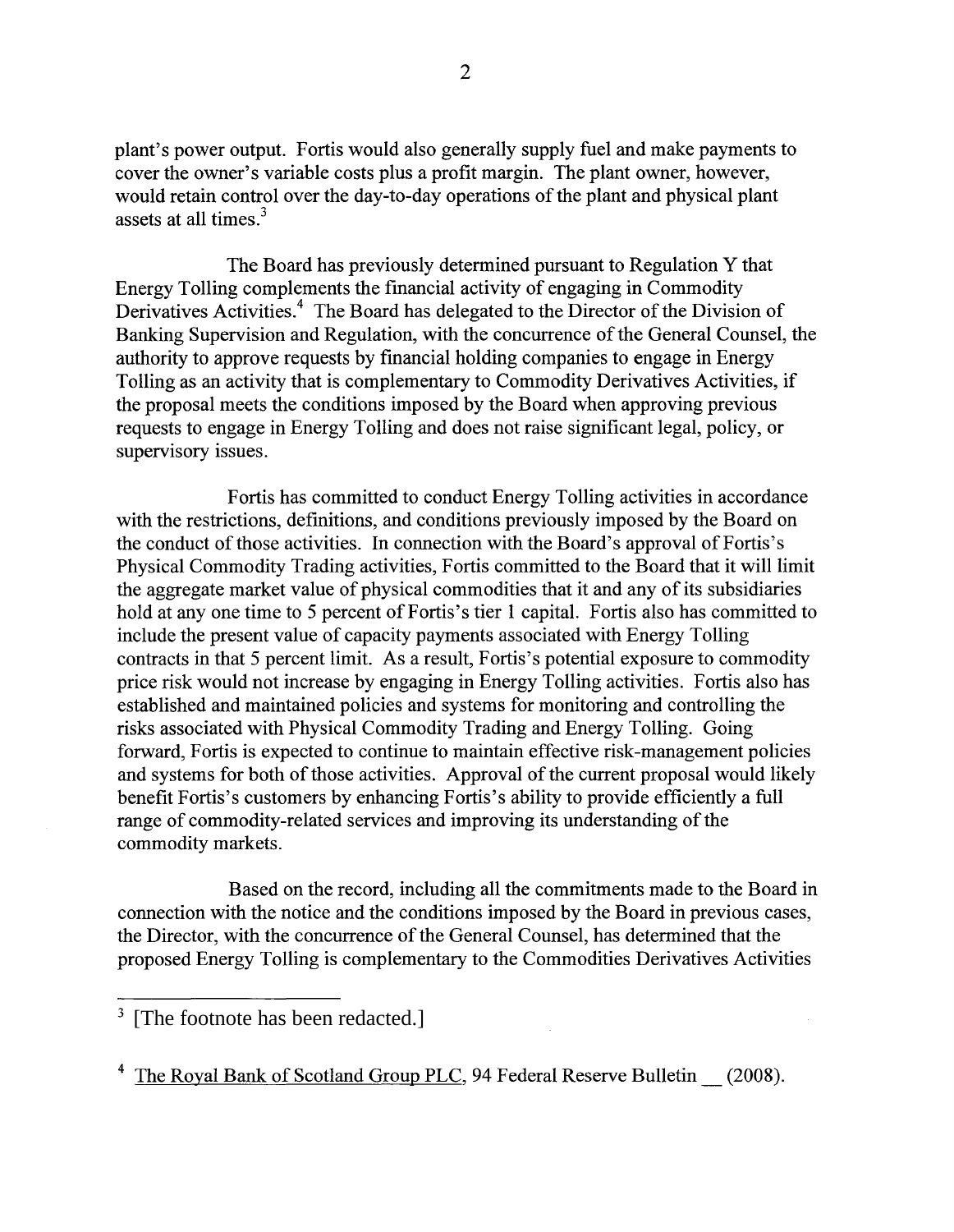plant's power output. Fortis would also generally supply fuel and make payments to cover the owner's variable costs plus a profit margin. The plant owner, however, would retain control over the day-to-day operations of the plant and physical plant assets at all times.[3]

The Board has previously determined pursuant to Regulation Y that Energy Tolling complements the financial activity of engaging in Commodity Derivatives Activities.[4] The Board has delegated to the Director of the Division of Banking Supervision and Regulation, with the concurrence of the General Counsel, the authority to approve requests by financial holding companies to engage in Energy Tolling as an activity that is complementary to Commodity Derivatives Activities, if the proposal meets the conditions imposed by the Board when approving previous requests to engage in Energy Tolling and does not raise significant legal, policy, or supervisory issues.

Fortis has committed to conduct Energy Tolling activities in accordance with the restrictions, definitions, and conditions previously imposed by the Board on the conduct of those activities. In connection with the Board's approval of Fortis's Physical Commodity Trading activities, Fortis committed to the Board that it will limit the aggregate market value of physical commodities that it and any of its subsidiaries hold at any one time to 5 percent of Fortis's tier 1 capital. Fortis also has committed to include the present value of capacity payments associated with Energy Tolling contracts in that 5 percent limit. As a result, Fortis's potential exposure to commodity price risk would not increase by engaging in Energy Tolling activities. Fortis also has established and maintained policies and systems for monitoring and controlling the risks associated with Physical Commodity Trading and Energy Tolling. Going forward, Fortis is expected to continue to maintain effective risk-management policies and systems for both of those activities. Approval of the current proposal would likely benefit Fortis's customers by enhancing Fortis's ability to provide efficiently a full range of commodity-related services and improving its understanding of the commodity markets.

Based on the record, including all the commitments made to the Board in connection with the notice and the conditions imposed by the Board in previous cases, the Director, with the concurrence of the General Counsel, has determined that the proposed Energy Tolling is complementary to the Commodities Derivatives Activities

---

[3] [The footnote has been redacted.]

[4] The Royal Bank of Scotland Group PLC, 94 Federal Reserve Bulletin __ (2008).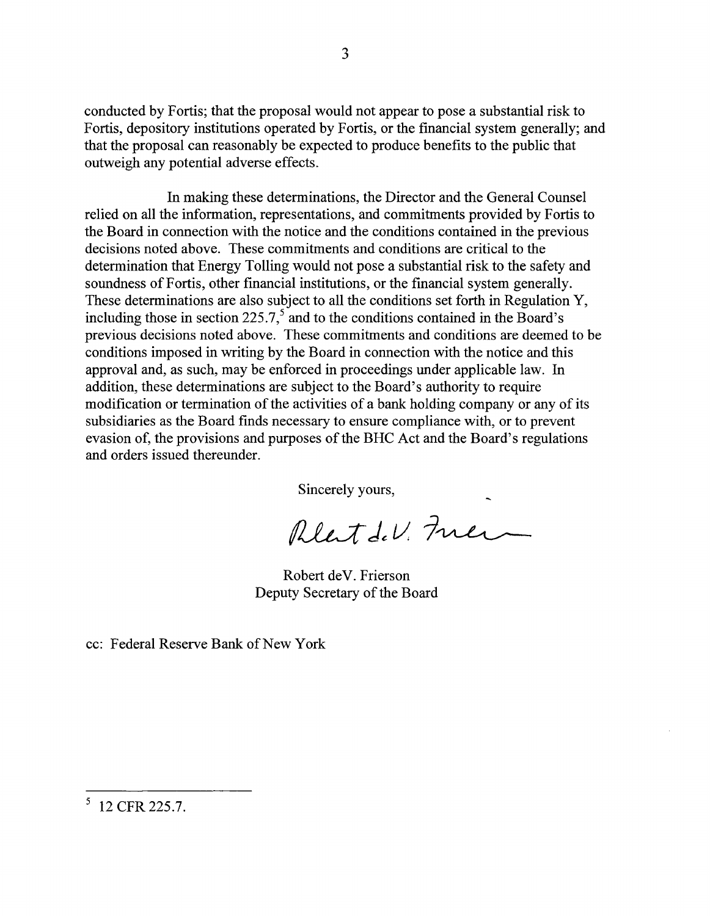conducted by Fortis; that the proposal would not appear to pose a substantial risk to Fortis, depository institutions operated by Fortis, or the financial system generally; and that the proposal can reasonably be expected to produce benefits to the public that outweigh any potential adverse effects.

In making these determinations, the Director and the General Counsel relied on all the information, representations, and commitments provided by Fortis to the Board in connection with the notice and the conditions contained in the previous decisions noted above. These commitments and conditions are critical to the determination that Energy Tolling would not pose a substantial risk to the safety and soundness of Fortis, other financial institutions, or the financial system generally. These determinations are also subject to all the conditions set forth in Regulation Y, including those in section 225.7,[5] and to the conditions contained in the Board's previous decisions noted above. These commitments and conditions are deemed to be conditions imposed in writing by the Board in connection with the notice and this approval and, as such, may be enforced in proceedings under applicable law. In addition, these determinations are subject to the Board's authority to require modification or termination of the activities of a bank holding company or any of its subsidiaries as the Board finds necessary to ensure compliance with, or to prevent evasion of, the provisions and purposes of the BHC Act and the Board's regulations and orders issued thereunder.

Sincerely yours,

Robert deV. Frierson
Deputy Secretary of the Board

cc: Federal Reserve Bank of New York

---

[5] 12 CFR 225.7.